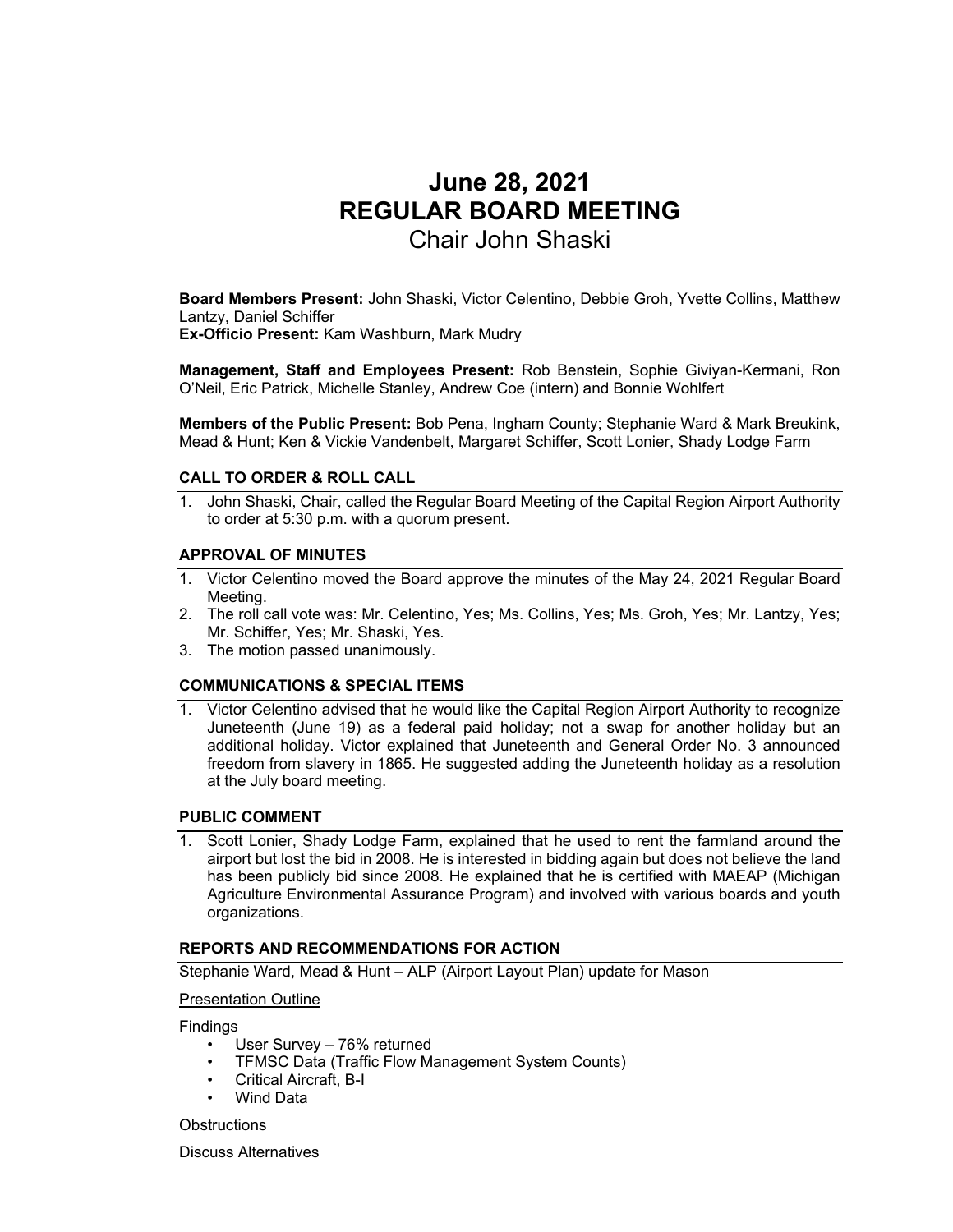# June 28, 2021
# REGULAR BOARD MEETING
## Chair John Shaski

**Board Members Present:** John Shaski, Victor Celentino, Debbie Groh, Yvette Collins, Matthew Lantzy, Daniel Schiffer
**Ex-Officio Present:** Kam Washburn, Mark Mudry

**Management, Staff and Employees Present:** Rob Benstein, Sophie Giviyan-Kermani, Ron O'Neil, Eric Patrick, Michelle Stanley, Andrew Coe (intern) and Bonnie Wohlfert

**Members of the Public Present:** Bob Pena, Ingham County; Stephanie Ward & Mark Breukink, Mead & Hunt; Ken & Vickie Vandenbelt, Margaret Schiffer, Scott Lonier, Shady Lodge Farm

### CALL TO ORDER & ROLL CALL

1. John Shaski, Chair, called the Regular Board Meeting of the Capital Region Airport Authority to order at 5:30 p.m. with a quorum present.

### APPROVAL OF MINUTES

1. Victor Celentino moved the Board approve the minutes of the May 24, 2021 Regular Board Meeting.
2. The roll call vote was: Mr. Celentino, Yes; Ms. Collins, Yes; Ms. Groh, Yes; Mr. Lantzy, Yes; Mr. Schiffer, Yes; Mr. Shaski, Yes.
3. The motion passed unanimously.

### COMMUNICATIONS & SPECIAL ITEMS

1. Victor Celentino advised that he would like the Capital Region Airport Authority to recognize Juneteenth (June 19) as a federal paid holiday; not a swap for another holiday but an additional holiday. Victor explained that Juneteenth and General Order No. 3 announced freedom from slavery in 1865. He suggested adding the Juneteenth holiday as a resolution at the July board meeting.

### PUBLIC COMMENT

1. Scott Lonier, Shady Lodge Farm, explained that he used to rent the farmland around the airport but lost the bid in 2008. He is interested in bidding again but does not believe the land has been publicly bid since 2008. He explained that he is certified with MAEAP (Michigan Agriculture Environmental Assurance Program) and involved with various boards and youth organizations.

### REPORTS AND RECOMMENDATIONS FOR ACTION

Stephanie Ward, Mead & Hunt – ALP (Airport Layout Plan) update for Mason

Presentation Outline

Findings

- User Survey – 76% returned
- TFMSC Data (Traffic Flow Management System Counts)
- Critical Aircraft, B-I
- Wind Data

Obstructions

Discuss Alternatives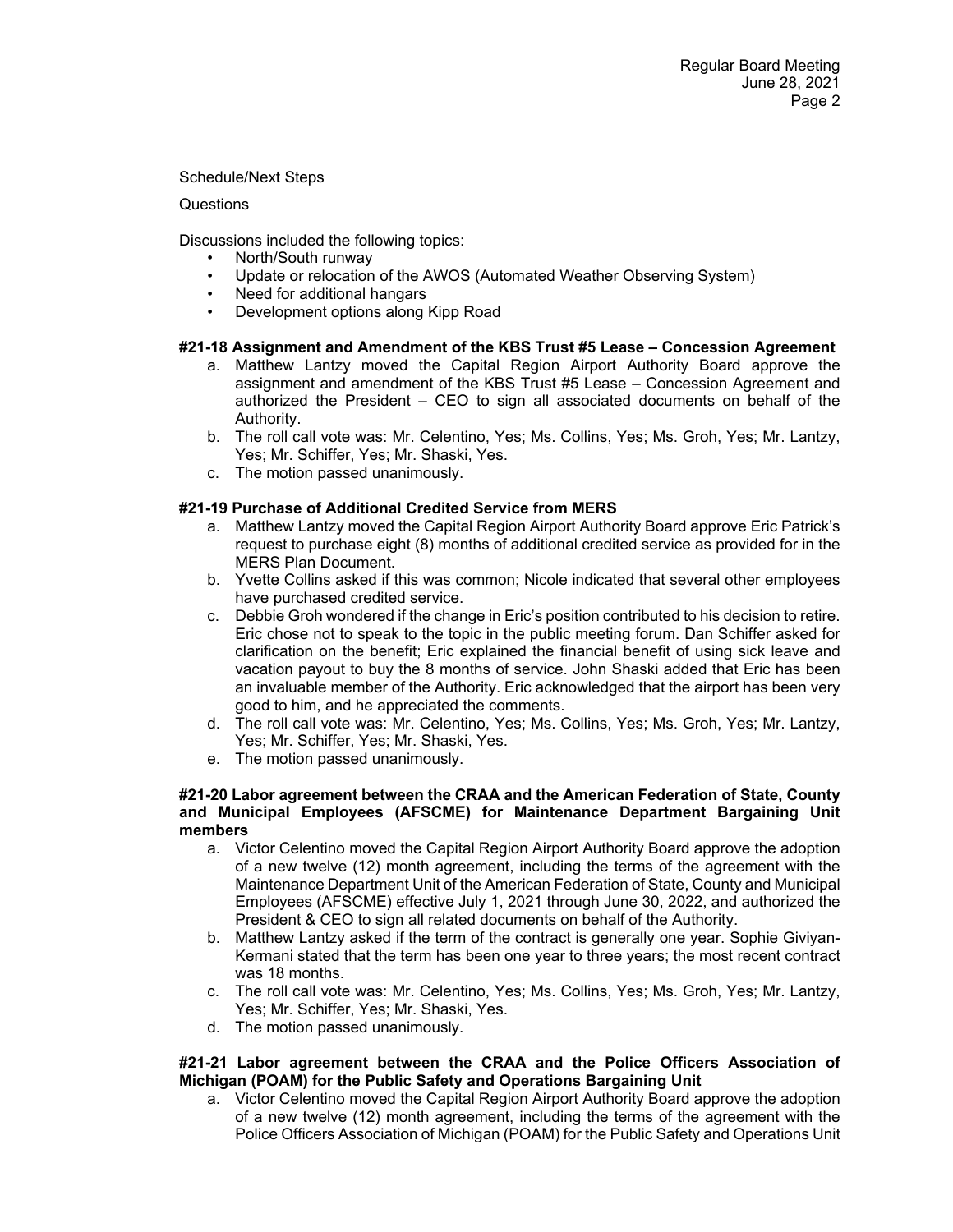Schedule/Next Steps

Questions

Discussions included the following topics:

- North/South runway
- Update or relocation of the AWOS (Automated Weather Observing System)
- Need for additional hangars
- Development options along Kipp Road

**#21-18 Assignment and Amendment of the KBS Trust #5 Lease – Concession Agreement**

a. Matthew Lantzy moved the Capital Region Airport Authority Board approve the assignment and amendment of the KBS Trust #5 Lease – Concession Agreement and authorized the President – CEO to sign all associated documents on behalf of the Authority.
b. The roll call vote was: Mr. Celentino, Yes; Ms. Collins, Yes; Ms. Groh, Yes; Mr. Lantzy, Yes; Mr. Schiffer, Yes; Mr. Shaski, Yes.
c. The motion passed unanimously.

**#21-19 Purchase of Additional Credited Service from MERS**

a. Matthew Lantzy moved the Capital Region Airport Authority Board approve Eric Patrick's request to purchase eight (8) months of additional credited service as provided for in the MERS Plan Document.
b. Yvette Collins asked if this was common; Nicole indicated that several other employees have purchased credited service.
c. Debbie Groh wondered if the change in Eric's position contributed to his decision to retire. Eric chose not to speak to the topic in the public meeting forum. Dan Schiffer asked for clarification on the benefit; Eric explained the financial benefit of using sick leave and vacation payout to buy the 8 months of service. John Shaski added that Eric has been an invaluable member of the Authority. Eric acknowledged that the airport has been very good to him, and he appreciated the comments.
d. The roll call vote was: Mr. Celentino, Yes; Ms. Collins, Yes; Ms. Groh, Yes; Mr. Lantzy, Yes; Mr. Schiffer, Yes; Mr. Shaski, Yes.
e. The motion passed unanimously.

**#21-20 Labor agreement between the CRAA and the American Federation of State, County and Municipal Employees (AFSCME) for Maintenance Department Bargaining Unit members**

a. Victor Celentino moved the Capital Region Airport Authority Board approve the adoption of a new twelve (12) month agreement, including the terms of the agreement with the Maintenance Department Unit of the American Federation of State, County and Municipal Employees (AFSCME) effective July 1, 2021 through June 30, 2022, and authorized the President & CEO to sign all related documents on behalf of the Authority.
b. Matthew Lantzy asked if the term of the contract is generally one year. Sophie Giviyan-Kermani stated that the term has been one year to three years; the most recent contract was 18 months.
c. The roll call vote was: Mr. Celentino, Yes; Ms. Collins, Yes; Ms. Groh, Yes; Mr. Lantzy, Yes; Mr. Schiffer, Yes; Mr. Shaski, Yes.
d. The motion passed unanimously.

**#21-21 Labor agreement between the CRAA and the Police Officers Association of Michigan (POAM) for the Public Safety and Operations Bargaining Unit**

a. Victor Celentino moved the Capital Region Airport Authority Board approve the adoption of a new twelve (12) month agreement, including the terms of the agreement with the Police Officers Association of Michigan (POAM) for the Public Safety and Operations Unit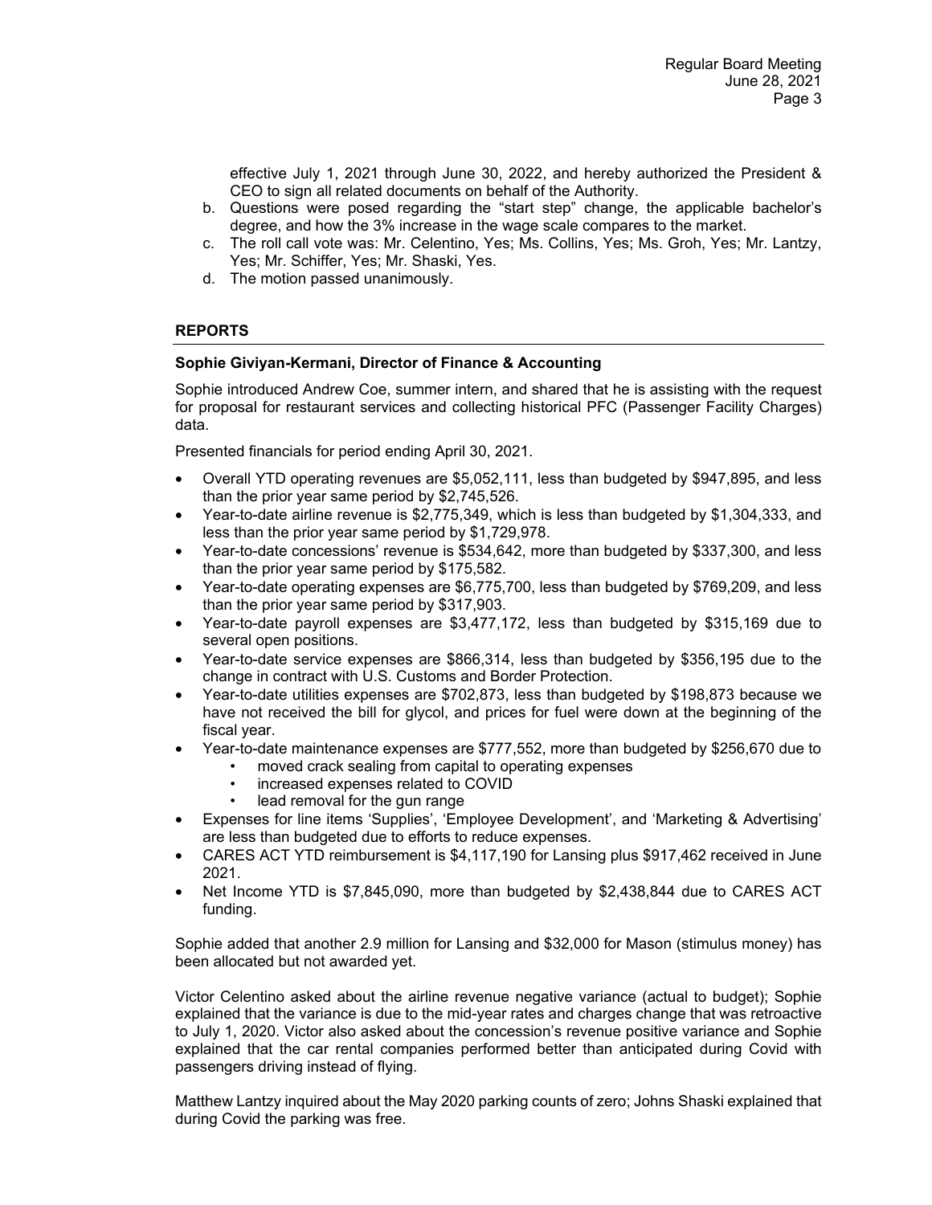effective July 1, 2021 through June 30, 2022, and hereby authorized the President & CEO to sign all related documents on behalf of the Authority.

b. Questions were posed regarding the "start step" change, the applicable bachelor's degree, and how the 3% increase in the wage scale compares to the market.
c. The roll call vote was: Mr. Celentino, Yes; Ms. Collins, Yes; Ms. Groh, Yes; Mr. Lantzy, Yes; Mr. Schiffer, Yes; Mr. Shaski, Yes.
d. The motion passed unanimously.

## REPORTS

**Sophie Giviyan-Kermani, Director of Finance & Accounting**

Sophie introduced Andrew Coe, summer intern, and shared that he is assisting with the request for proposal for restaurant services and collecting historical PFC (Passenger Facility Charges) data.

Presented financials for period ending April 30, 2021.

- Overall YTD operating revenues are $5,052,111, less than budgeted by $947,895, and less than the prior year same period by $2,745,526.
- Year-to-date airline revenue is $2,775,349, which is less than budgeted by $1,304,333, and less than the prior year same period by $1,729,978.
- Year-to-date concessions' revenue is $534,642, more than budgeted by $337,300, and less than the prior year same period by $175,582.
- Year-to-date operating expenses are $6,775,700, less than budgeted by $769,209, and less than the prior year same period by $317,903.
- Year-to-date payroll expenses are $3,477,172, less than budgeted by $315,169 due to several open positions.
- Year-to-date service expenses are $866,314, less than budgeted by $356,195 due to the change in contract with U.S. Customs and Border Protection.
- Year-to-date utilities expenses are $702,873, less than budgeted by $198,873 because we have not received the bill for glycol, and prices for fuel were down at the beginning of the fiscal year.
- Year-to-date maintenance expenses are $777,552, more than budgeted by $256,670 due to
  - moved crack sealing from capital to operating expenses
  - increased expenses related to COVID
  - lead removal for the gun range
- Expenses for line items 'Supplies', 'Employee Development', and 'Marketing & Advertising' are less than budgeted due to efforts to reduce expenses.
- CARES ACT YTD reimbursement is $4,117,190 for Lansing plus $917,462 received in June 2021.
- Net Income YTD is $7,845,090, more than budgeted by $2,438,844 due to CARES ACT funding.

Sophie added that another 2.9 million for Lansing and $32,000 for Mason (stimulus money) has been allocated but not awarded yet.

Victor Celentino asked about the airline revenue negative variance (actual to budget); Sophie explained that the variance is due to the mid-year rates and charges change that was retroactive to July 1, 2020. Victor also asked about the concession's revenue positive variance and Sophie explained that the car rental companies performed better than anticipated during Covid with passengers driving instead of flying.

Matthew Lantzy inquired about the May 2020 parking counts of zero; Johns Shaski explained that during Covid the parking was free.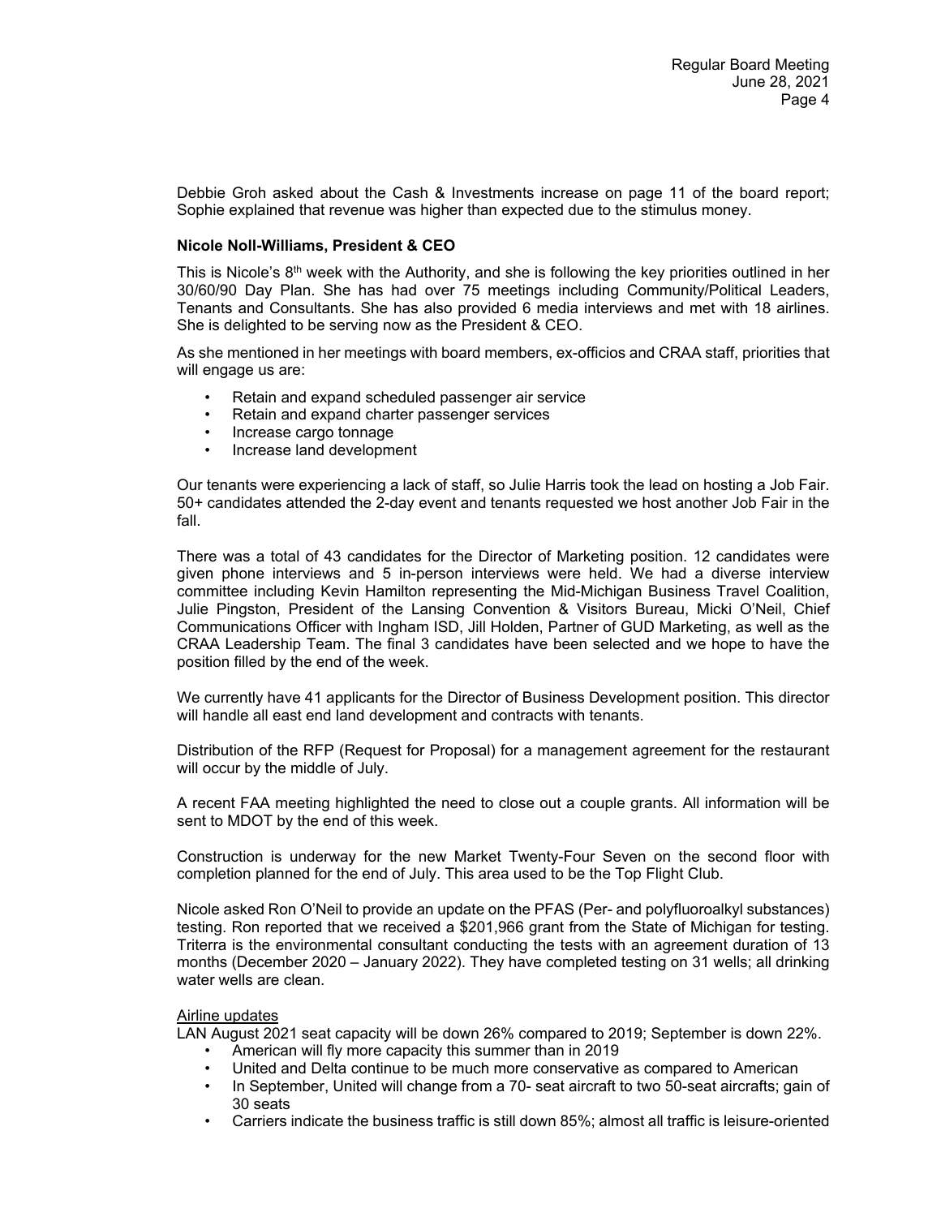Debbie Groh asked about the Cash & Investments increase on page 11 of the board report; Sophie explained that revenue was higher than expected due to the stimulus money.

**Nicole Noll-Williams, President & CEO**

This is Nicole's 8th week with the Authority, and she is following the key priorities outlined in her 30/60/90 Day Plan. She has had over 75 meetings including Community/Political Leaders, Tenants and Consultants. She has also provided 6 media interviews and met with 18 airlines. She is delighted to be serving now as the President & CEO.

As she mentioned in her meetings with board members, ex-officios and CRAA staff, priorities that will engage us are:

- Retain and expand scheduled passenger air service
- Retain and expand charter passenger services
- Increase cargo tonnage
- Increase land development

Our tenants were experiencing a lack of staff, so Julie Harris took the lead on hosting a Job Fair. 50+ candidates attended the 2-day event and tenants requested we host another Job Fair in the fall.

There was a total of 43 candidates for the Director of Marketing position. 12 candidates were given phone interviews and 5 in-person interviews were held. We had a diverse interview committee including Kevin Hamilton representing the Mid-Michigan Business Travel Coalition, Julie Pingston, President of the Lansing Convention & Visitors Bureau, Micki O'Neil, Chief Communications Officer with Ingham ISD, Jill Holden, Partner of GUD Marketing, as well as the CRAA Leadership Team. The final 3 candidates have been selected and we hope to have the position filled by the end of the week.

We currently have 41 applicants for the Director of Business Development position. This director will handle all east end land development and contracts with tenants.

Distribution of the RFP (Request for Proposal) for a management agreement for the restaurant will occur by the middle of July.

A recent FAA meeting highlighted the need to close out a couple grants. All information will be sent to MDOT by the end of this week.

Construction is underway for the new Market Twenty-Four Seven on the second floor with completion planned for the end of July. This area used to be the Top Flight Club.

Nicole asked Ron O'Neil to provide an update on the PFAS (Per- and polyfluoroalkyl substances) testing. Ron reported that we received a $201,966 grant from the State of Michigan for testing. Triterra is the environmental consultant conducting the tests with an agreement duration of 13 months (December 2020 – January 2022). They have completed testing on 31 wells; all drinking water wells are clean.

Airline updates

LAN August 2021 seat capacity will be down 26% compared to 2019; September is down 22%.

- American will fly more capacity this summer than in 2019
- United and Delta continue to be much more conservative as compared to American
- In September, United will change from a 70- seat aircraft to two 50-seat aircrafts; gain of 30 seats
- Carriers indicate the business traffic is still down 85%; almost all traffic is leisure-oriented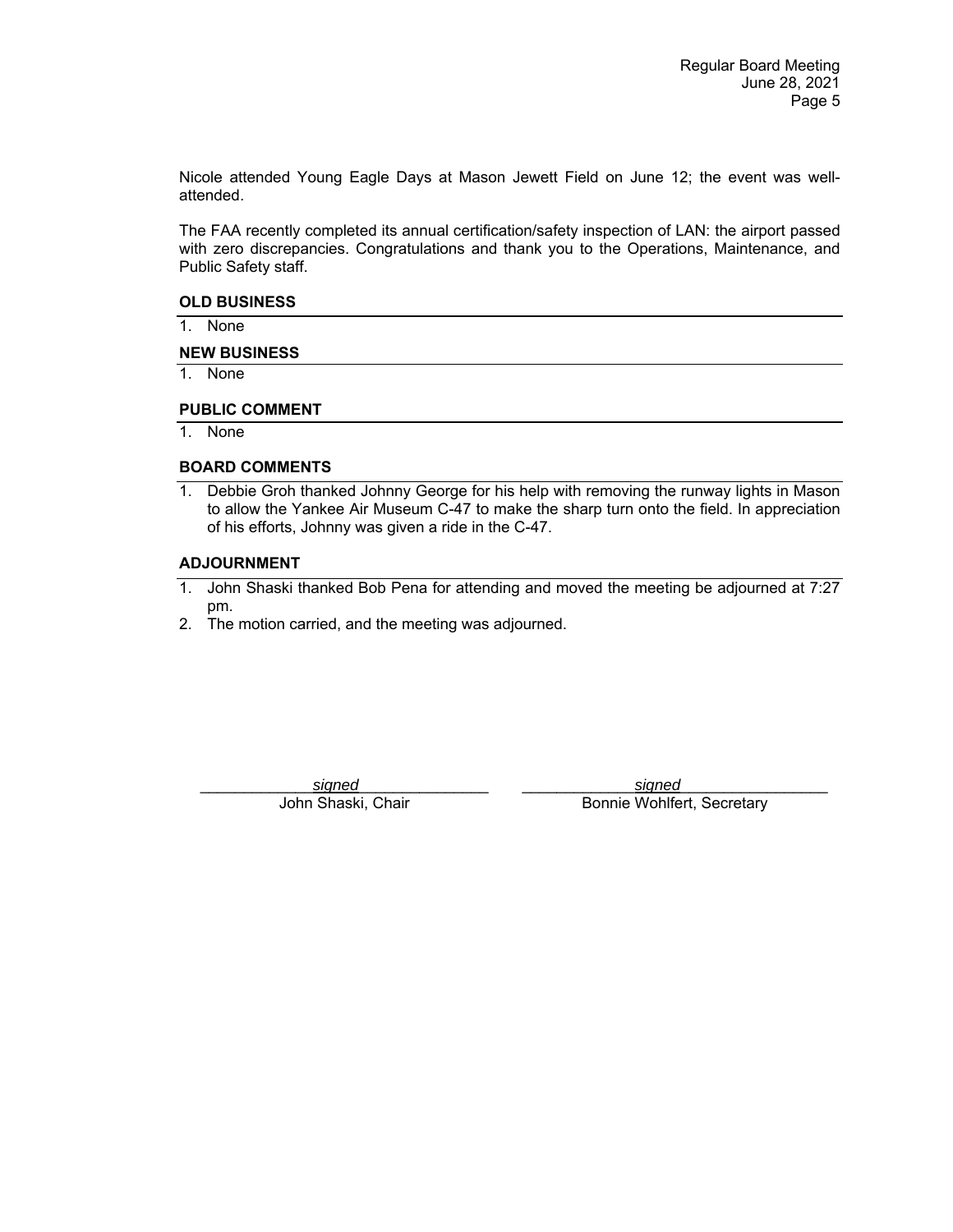Nicole attended Young Eagle Days at Mason Jewett Field on June 12; the event was well-attended.

The FAA recently completed its annual certification/safety inspection of LAN: the airport passed with zero discrepancies. Congratulations and thank you to the Operations, Maintenance, and Public Safety staff.

**OLD BUSINESS**

1. None

**NEW BUSINESS**

1. None

**PUBLIC COMMENT**

1. None

**BOARD COMMENTS**

1. Debbie Groh thanked Johnny George for his help with removing the runway lights in Mason to allow the Yankee Air Museum C-47 to make the sharp turn onto the field. In appreciation of his efforts, Johnny was given a ride in the C-47.

**ADJOURNMENT**

1. John Shaski thanked Bob Pena for attending and moved the meeting be adjourned at 7:27 pm.
2. The motion carried, and the meeting was adjourned.

*signed*
John Shaski, Chair

*signed*
Bonnie Wohlfert, Secretary